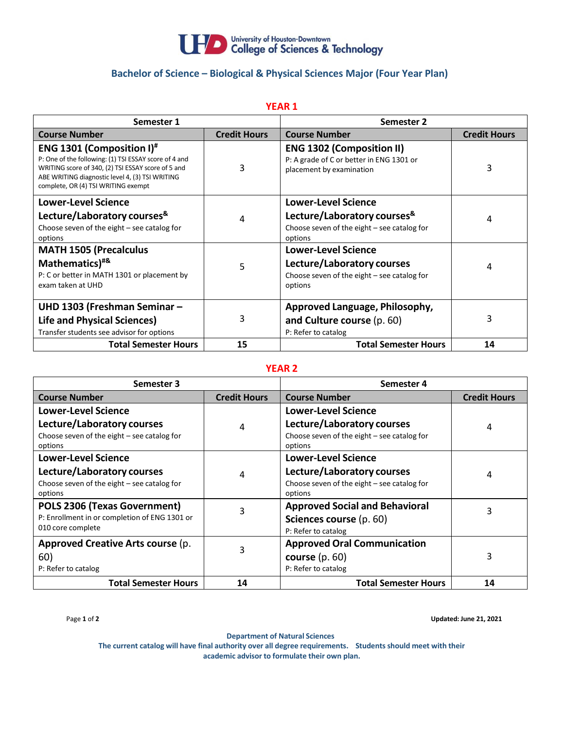University of Houston-Downtown
College of Sciences & Technology

## Bachelor of Science – Biological & Physical Sciences Major (Four Year Plan)

### YEAR 1

| Semester 1 | | Semester 2 | |
|---|---|---|---|
| **Course Number** | **Credit Hours** | **Course Number** | **Credit Hours** |
| **ENG 1301 (Composition I)[#]** P: One of the following: (1) TSI ESSAY score of 4 and WRITING score of 340, (2) TSI ESSAY score of 5 and ABE WRITING diagnostic level 4, (3) TSI WRITING complete, OR (4) TSI WRITING exempt | 3 | **ENG 1302 (Composition II)** P: A grade of C or better in ENG 1301 or placement by examination | 3 |
| **Lower-Level Science Lecture/Laboratory courses[&]** Choose seven of the eight – see catalog for options | 4 | **Lower-Level Science Lecture/Laboratory courses[&]** Choose seven of the eight – see catalog for options | 4 |
| **MATH 1505 (Precalculus Mathematics)[#&]** P: C or better in MATH 1301 or placement by exam taken at UHD | 5 | **Lower-Level Science Lecture/Laboratory courses** Choose seven of the eight – see catalog for options | 4 |
| **UHD 1303 (Freshman Seminar – Life and Physical Sciences)** Transfer students see advisor for options | 3 | **Approved Language, Philosophy, and Culture course** (p. 60) P: Refer to catalog | 3 |
| **Total Semester Hours** | **15** | **Total Semester Hours** | **14** |

### YEAR 2

| Semester 3 | | Semester 4 | |
|---|---|---|---|
| **Course Number** | **Credit Hours** | **Course Number** | **Credit Hours** |
| **Lower-Level Science Lecture/Laboratory courses** Choose seven of the eight – see catalog for options | 4 | **Lower-Level Science Lecture/Laboratory courses** Choose seven of the eight – see catalog for options | 4 |
| **Lower-Level Science Lecture/Laboratory courses** Choose seven of the eight – see catalog for options | 4 | **Lower-Level Science Lecture/Laboratory courses** Choose seven of the eight – see catalog for options | 4 |
| **POLS 2306 (Texas Government)** P: Enrollment in or completion of ENG 1301 or 010 core complete | 3 | **Approved Social and Behavioral Sciences course** (p. 60) P: Refer to catalog | 3 |
| **Approved Creative Arts course** (p. 60) P: Refer to catalog | 3 | **Approved Oral Communication course** (p. 60) P: Refer to catalog | 3 |
| **Total Semester Hours** | **14** | **Total Semester Hours** | **14** |

**Updated: June 21, 2021**

**Department of Natural Sciences**
**The current catalog will have final authority over all degree requirements. Students should meet with their academic advisor to formulate their own plan.**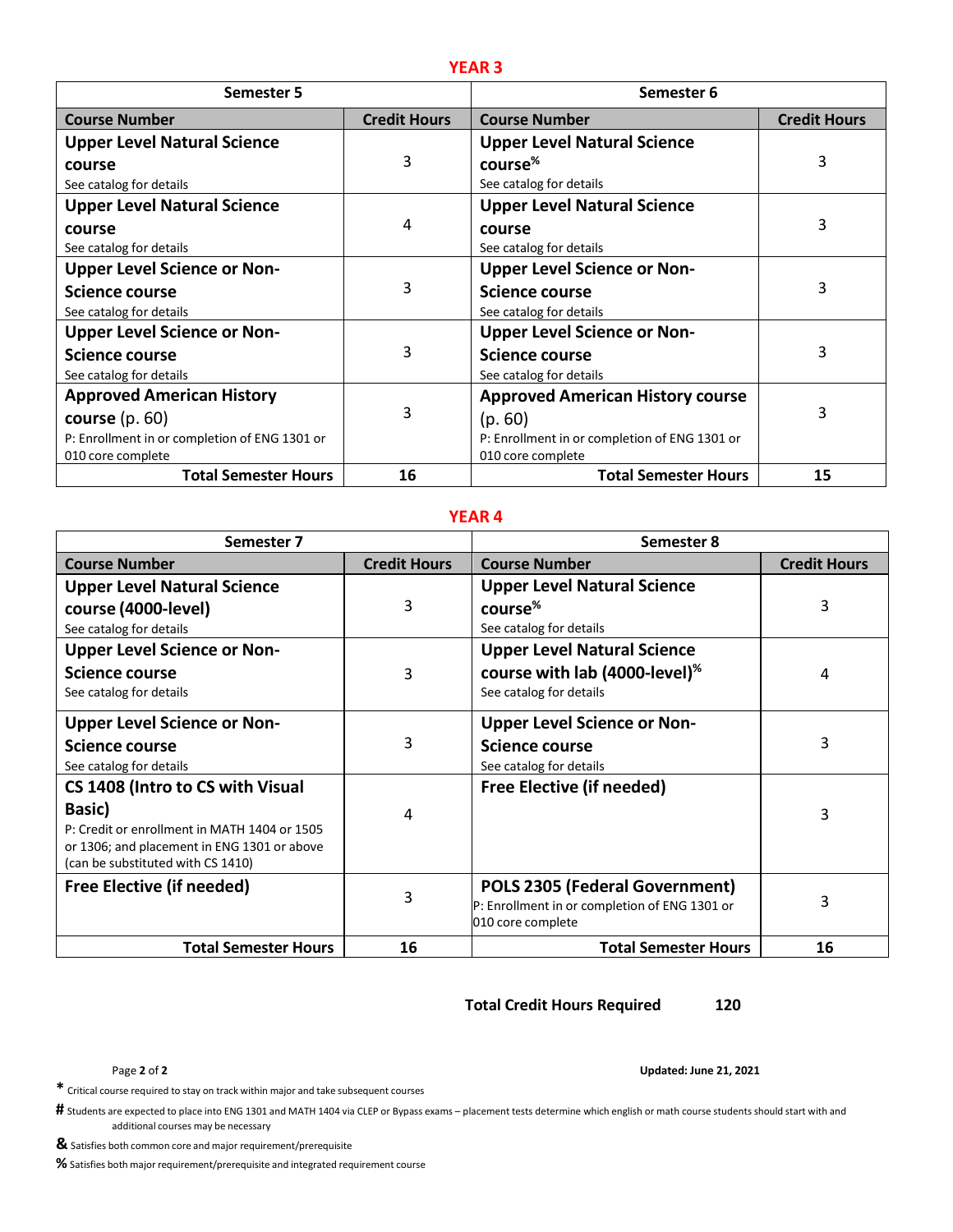## YEAR 3

| Semester 5 | | Semester 6 | |
|---|---|---|---|
| **Course Number** | **Credit Hours** | **Course Number** | **Credit Hours** |
| **Upper Level Natural Science course** See catalog for details | 3 | **Upper Level Natural Science course%** See catalog for details | 3 |
| **Upper Level Natural Science course** See catalog for details | 4 | **Upper Level Natural Science course** See catalog for details | 3 |
| **Upper Level Science or Non-Science course** See catalog for details | 3 | **Upper Level Science or Non-Science course** See catalog for details | 3 |
| **Upper Level Science or Non-Science course** See catalog for details | 3 | **Upper Level Science or Non-Science course** See catalog for details | 3 |
| **Approved American History course** (p. 60) P: Enrollment in or completion of ENG 1301 or 010 core complete | 3 | **Approved American History course** (p. 60) P: Enrollment in or completion of ENG 1301 or 010 core complete | 3 |
| **Total Semester Hours** | **16** | **Total Semester Hours** | **15** |

## YEAR 4

| Semester 7 | | Semester 8 | |
|---|---|---|---|
| **Course Number** | **Credit Hours** | **Course Number** | **Credit Hours** |
| **Upper Level Natural Science course (4000-level)** See catalog for details | 3 | **Upper Level Natural Science course%** See catalog for details | 3 |
| **Upper Level Science or Non-Science course** See catalog for details | 3 | **Upper Level Natural Science course with lab (4000-level)%** See catalog for details | 4 |
| **Upper Level Science or Non-Science course** See catalog for details | 3 | **Upper Level Science or Non-Science course** See catalog for details | 3 |
| **CS 1408 (Intro to CS with Visual Basic)** P: Credit or enrollment in MATH 1404 or 1505 or 1306; and placement in ENG 1301 or above (can be substituted with CS 1410) | 4 | **Free Elective (if needed)** | 3 |
| **Free Elective (if needed)** | 3 | **POLS 2305 (Federal Government)** P: Enrollment in or completion of ENG 1301 or 010 core complete | 3 |
| **Total Semester Hours** | **16** | **Total Semester Hours** | **16** |

**Total Credit Hours Required 120**

**Updated: June 21, 2021**

**\*** Critical course required to stay on track within major and take subsequent courses

**#** Students are expected to place into ENG 1301 and MATH 1404 via CLEP or Bypass exams – placement tests determine which english or math course students should start with and additional courses may be necessary

**&** Satisfies both common core and major requirement/prerequisite

**%** Satisfies both major requirement/prerequisite and integrated requirement course